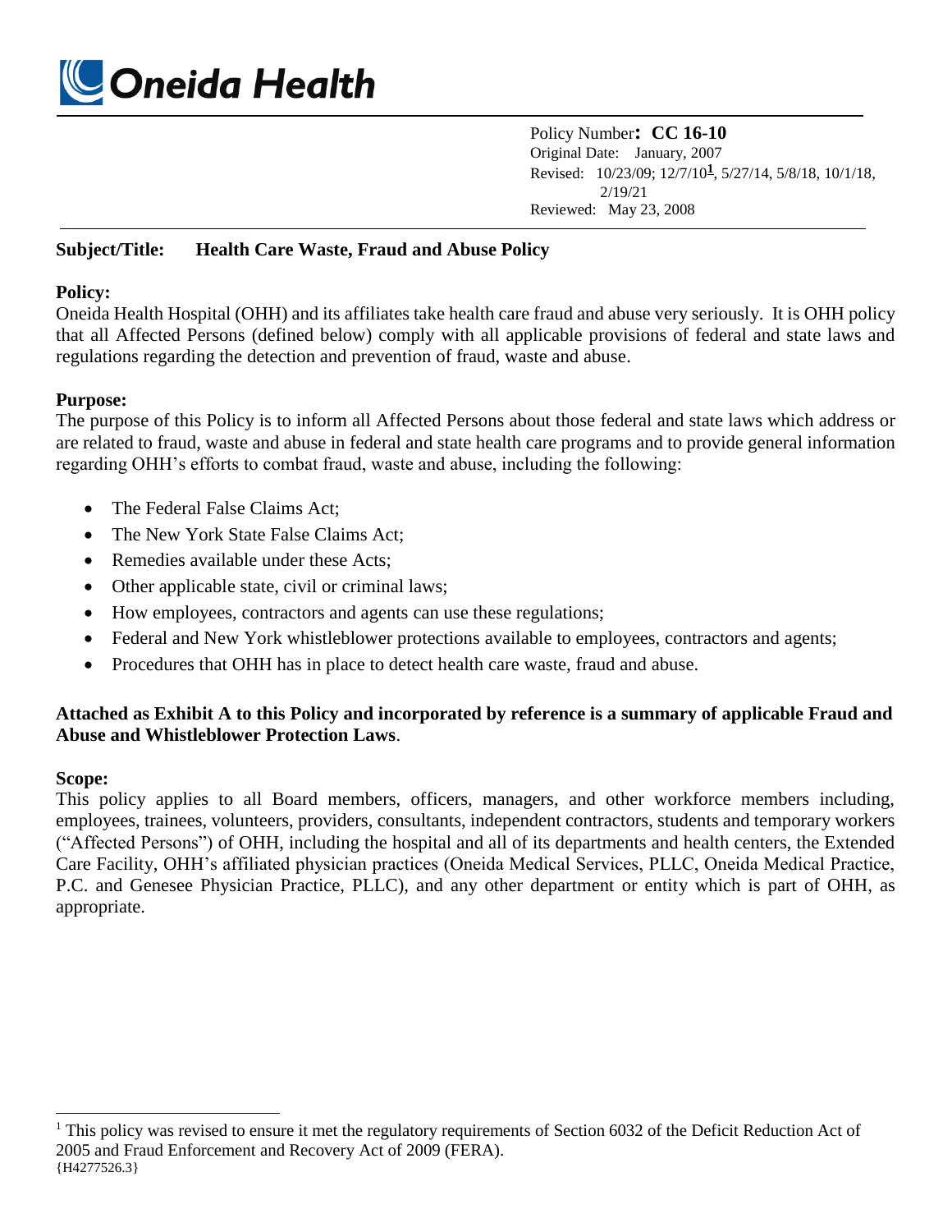# Oneida Health

Policy Number**: CC 16-10**
Original Date: January, 2007
Revised: 10/23/09; 12/7/10[1], 5/27/14, 5/8/18, 10/1/18, 2/19/21
Reviewed: May 23, 2008

**Subject/Title: Health Care Waste, Fraud and Abuse Policy**

**Policy:**
Oneida Health Hospital (OHH) and its affiliates take health care fraud and abuse very seriously. It is OHH policy that all Affected Persons (defined below) comply with all applicable provisions of federal and state laws and regulations regarding the detection and prevention of fraud, waste and abuse.

**Purpose:**
The purpose of this Policy is to inform all Affected Persons about those federal and state laws which address or are related to fraud, waste and abuse in federal and state health care programs and to provide general information regarding OHH's efforts to combat fraud, waste and abuse, including the following:

- The Federal False Claims Act;
- The New York State False Claims Act;
- Remedies available under these Acts;
- Other applicable state, civil or criminal laws;
- How employees, contractors and agents can use these regulations;
- Federal and New York whistleblower protections available to employees, contractors and agents;
- Procedures that OHH has in place to detect health care waste, fraud and abuse.

**Attached as Exhibit A to this Policy and incorporated by reference is a summary of applicable Fraud and Abuse and Whistleblower Protection Laws**.

**Scope:**
This policy applies to all Board members, officers, managers, and other workforce members including, employees, trainees, volunteers, providers, consultants, independent contractors, students and temporary workers ("Affected Persons") of OHH, including the hospital and all of its departments and health centers, the Extended Care Facility, OHH's affiliated physician practices (Oneida Medical Services, PLLC, Oneida Medical Practice, P.C. and Genesee Physician Practice, PLLC), and any other department or entity which is part of OHH, as appropriate.

[1] This policy was revised to ensure it met the regulatory requirements of Section 6032 of the Deficit Reduction Act of 2005 and Fraud Enforcement and Recovery Act of 2009 (FERA).
{H4277526.3}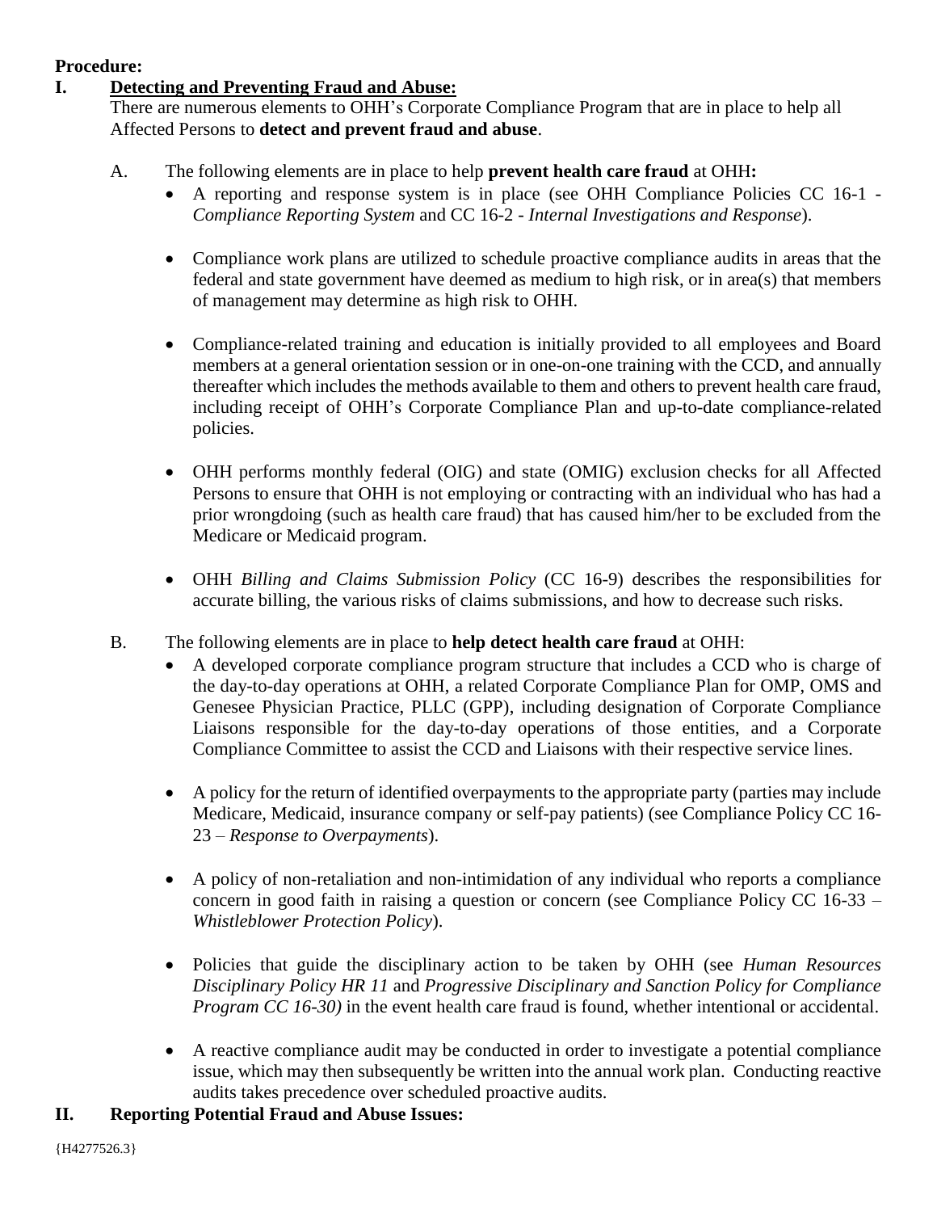**Procedure:**

**I. Detecting and Preventing Fraud and Abuse:**

There are numerous elements to OHH's Corporate Compliance Program that are in place to help all Affected Persons to **detect and prevent fraud and abuse**.

A. The following elements are in place to help **prevent health care fraud** at OHH**:**

- A reporting and response system is in place (see OHH Compliance Policies CC 16-1 - *Compliance Reporting System* and CC 16-2 - *Internal Investigations and Response*).
- Compliance work plans are utilized to schedule proactive compliance audits in areas that the federal and state government have deemed as medium to high risk, or in area(s) that members of management may determine as high risk to OHH.
- Compliance-related training and education is initially provided to all employees and Board members at a general orientation session or in one-on-one training with the CCD, and annually thereafter which includes the methods available to them and others to prevent health care fraud, including receipt of OHH's Corporate Compliance Plan and up-to-date compliance-related policies.
- OHH performs monthly federal (OIG) and state (OMIG) exclusion checks for all Affected Persons to ensure that OHH is not employing or contracting with an individual who has had a prior wrongdoing (such as health care fraud) that has caused him/her to be excluded from the Medicare or Medicaid program.
- OHH *Billing and Claims Submission Policy* (CC 16-9) describes the responsibilities for accurate billing, the various risks of claims submissions, and how to decrease such risks.

B. The following elements are in place to **help detect health care fraud** at OHH:

- A developed corporate compliance program structure that includes a CCD who is charge of the day-to-day operations at OHH, a related Corporate Compliance Plan for OMP, OMS and Genesee Physician Practice, PLLC (GPP), including designation of Corporate Compliance Liaisons responsible for the day-to-day operations of those entities, and a Corporate Compliance Committee to assist the CCD and Liaisons with their respective service lines.
- A policy for the return of identified overpayments to the appropriate party (parties may include Medicare, Medicaid, insurance company or self-pay patients) (see Compliance Policy CC 16-23 – *Response to Overpayments*).
- A policy of non-retaliation and non-intimidation of any individual who reports a compliance concern in good faith in raising a question or concern (see Compliance Policy CC 16-33 – *Whistleblower Protection Policy*).
- Policies that guide the disciplinary action to be taken by OHH (see *Human Resources Disciplinary Policy HR 11* and *Progressive Disciplinary and Sanction Policy for Compliance Program CC 16-30)* in the event health care fraud is found, whether intentional or accidental.
- A reactive compliance audit may be conducted in order to investigate a potential compliance issue, which may then subsequently be written into the annual work plan. Conducting reactive audits takes precedence over scheduled proactive audits.

**II. Reporting Potential Fraud and Abuse Issues:**

{H4277526.3}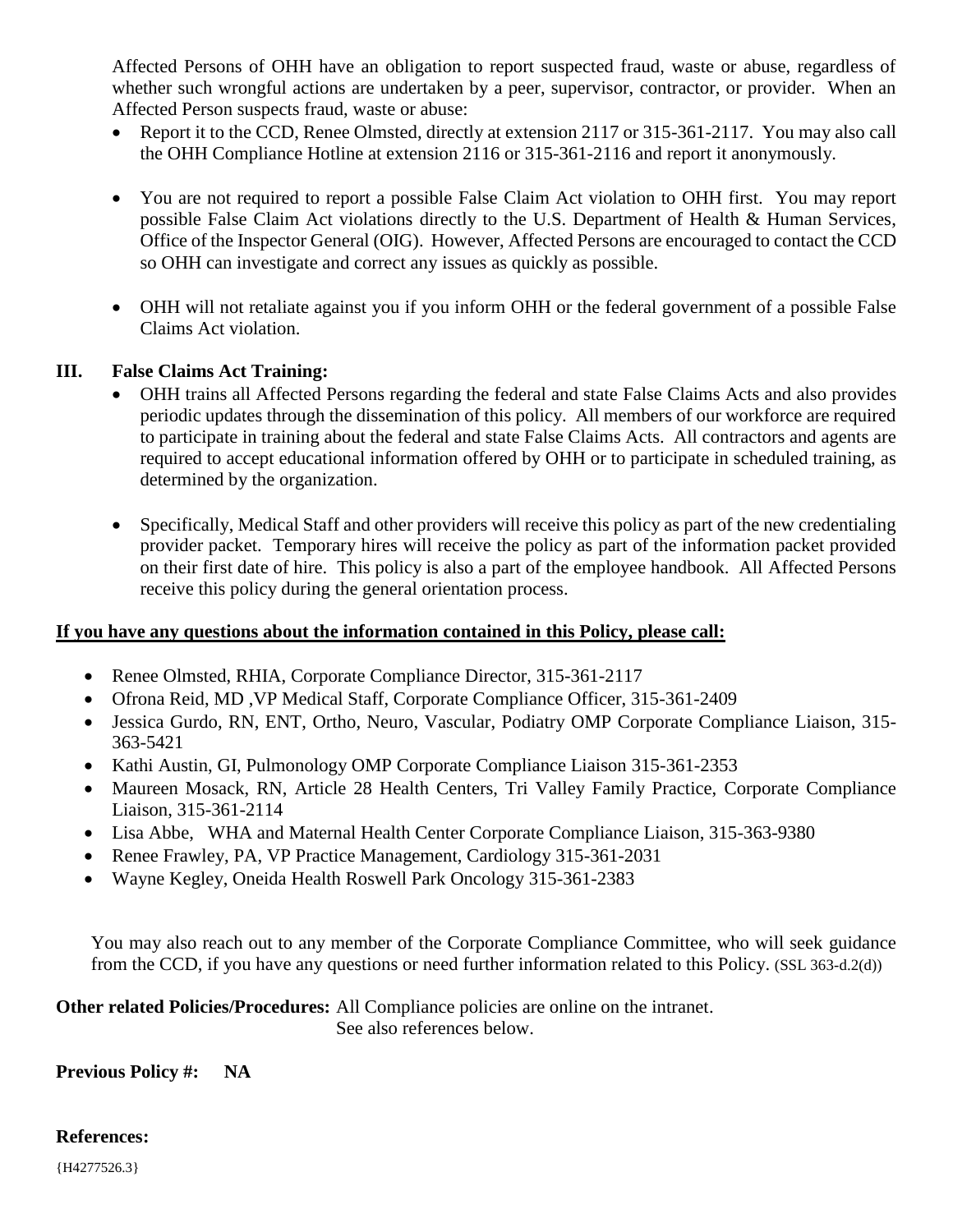Affected Persons of OHH have an obligation to report suspected fraud, waste or abuse, regardless of whether such wrongful actions are undertaken by a peer, supervisor, contractor, or provider. When an Affected Person suspects fraud, waste or abuse:

- Report it to the CCD, Renee Olmsted, directly at extension 2117 or 315-361-2117. You may also call the OHH Compliance Hotline at extension 2116 or 315-361-2116 and report it anonymously.

- You are not required to report a possible False Claim Act violation to OHH first. You may report possible False Claim Act violations directly to the U.S. Department of Health & Human Services, Office of the Inspector General (OIG). However, Affected Persons are encouraged to contact the CCD so OHH can investigate and correct any issues as quickly as possible.

- OHH will not retaliate against you if you inform OHH or the federal government of a possible False Claims Act violation.

## III. False Claims Act Training:

- OHH trains all Affected Persons regarding the federal and state False Claims Acts and also provides periodic updates through the dissemination of this policy. All members of our workforce are required to participate in training about the federal and state False Claims Acts. All contractors and agents are required to accept educational information offered by OHH or to participate in scheduled training, as determined by the organization.

- Specifically, Medical Staff and other providers will receive this policy as part of the new credentialing provider packet. Temporary hires will receive the policy as part of the information packet provided on their first date of hire. This policy is also a part of the employee handbook. All Affected Persons receive this policy during the general orientation process.

**If you have any questions about the information contained in this Policy, please call:**

- Renee Olmsted, RHIA, Corporate Compliance Director, 315-361-2117
- Ofrona Reid, MD ,VP Medical Staff, Corporate Compliance Officer, 315-361-2409
- Jessica Gurdo, RN, ENT, Ortho, Neuro, Vascular, Podiatry OMP Corporate Compliance Liaison, 315-363-5421
- Kathi Austin, GI, Pulmonology OMP Corporate Compliance Liaison 315-361-2353
- Maureen Mosack, RN, Article 28 Health Centers, Tri Valley Family Practice, Corporate Compliance Liaison, 315-361-2114
- Lisa Abbe, WHA and Maternal Health Center Corporate Compliance Liaison, 315-363-9380
- Renee Frawley, PA, VP Practice Management, Cardiology 315-361-2031
- Wayne Kegley, Oneida Health Roswell Park Oncology 315-361-2383

You may also reach out to any member of the Corporate Compliance Committee, who will seek guidance from the CCD, if you have any questions or need further information related to this Policy. (SSL 363-d.2(d))

**Other related Policies/Procedures:** All Compliance policies are online on the intranet. See also references below.

**Previous Policy #: NA**

**References:**

{H4277526.3}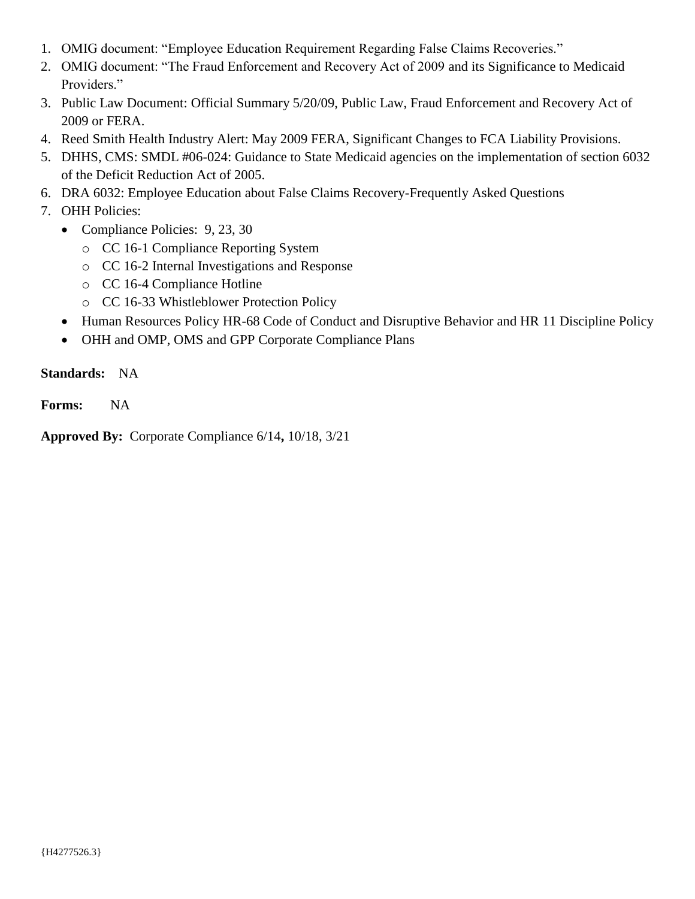1. OMIG document: "Employee Education Requirement Regarding False Claims Recoveries."
2. OMIG document: "The Fraud Enforcement and Recovery Act of 2009 and its Significance to Medicaid Providers."
3. Public Law Document: Official Summary 5/20/09, Public Law, Fraud Enforcement and Recovery Act of 2009 or FERA.
4. Reed Smith Health Industry Alert: May 2009 FERA, Significant Changes to FCA Liability Provisions.
5. DHHS, CMS: SMDL #06-024: Guidance to State Medicaid agencies on the implementation of section 6032 of the Deficit Reduction Act of 2005.
6. DRA 6032: Employee Education about False Claims Recovery-Frequently Asked Questions
7. OHH Policies:
   - Compliance Policies: 9, 23, 30
     - CC 16-1 Compliance Reporting System
     - CC 16-2 Internal Investigations and Response
     - CC 16-4 Compliance Hotline
     - CC 16-33 Whistleblower Protection Policy
   - Human Resources Policy HR-68 Code of Conduct and Disruptive Behavior and HR 11 Discipline Policy
   - OHH and OMP, OMS and GPP Corporate Compliance Plans

**Standards:** NA

**Forms:** NA

**Approved By:** Corporate Compliance 6/14**,** 10/18, 3/21

{H4277526.3}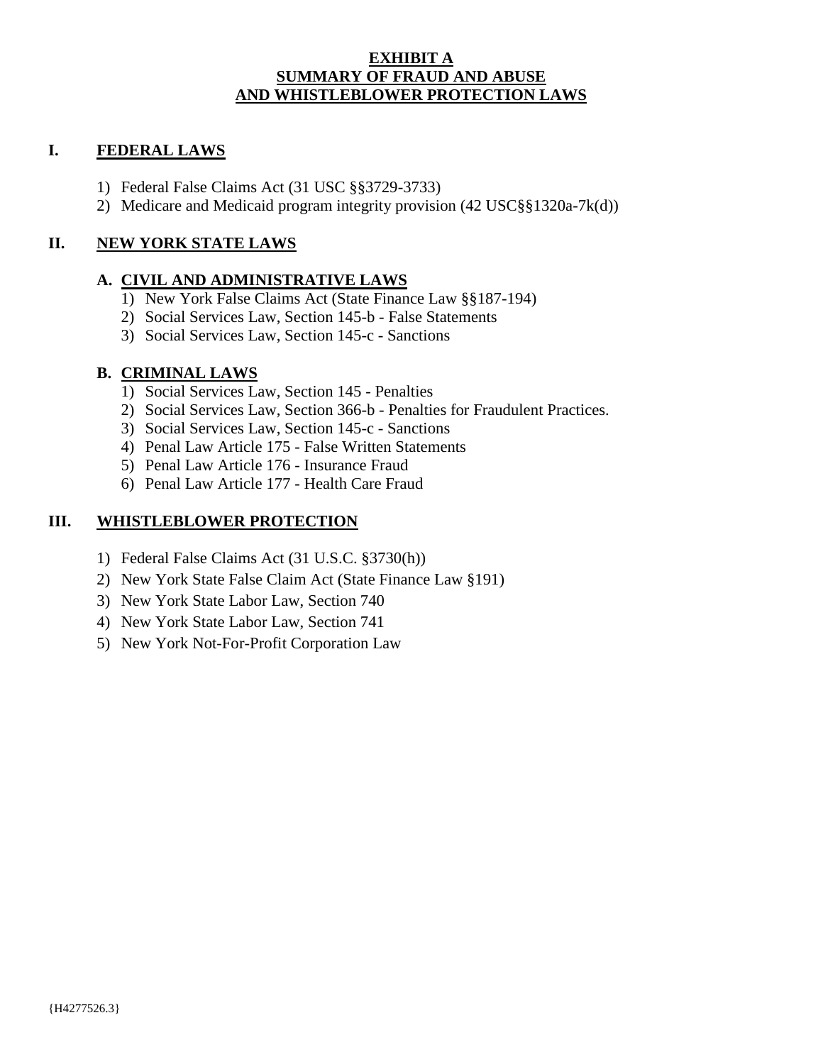# EXHIBIT A
# SUMMARY OF FRAUD AND ABUSE AND WHISTLEBLOWER PROTECTION LAWS

## I. FEDERAL LAWS

1) Federal False Claims Act (31 USC §§3729-3733)
2) Medicare and Medicaid program integrity provision (42 USC§§1320a-7k(d))

## II. NEW YORK STATE LAWS

### A. CIVIL AND ADMINISTRATIVE LAWS

1) New York False Claims Act (State Finance Law §§187-194)
2) Social Services Law, Section 145-b - False Statements
3) Social Services Law, Section 145-c - Sanctions

### B. CRIMINAL LAWS

1) Social Services Law, Section 145 - Penalties
2) Social Services Law, Section 366-b - Penalties for Fraudulent Practices.
3) Social Services Law, Section 145-c - Sanctions
4) Penal Law Article 175 - False Written Statements
5) Penal Law Article 176 - Insurance Fraud
6) Penal Law Article 177 - Health Care Fraud

## III. WHISTLEBLOWER PROTECTION

1) Federal False Claims Act (31 U.S.C. §3730(h))
2) New York State False Claim Act (State Finance Law §191)
3) New York State Labor Law, Section 740
4) New York State Labor Law, Section 741
5) New York Not-For-Profit Corporation Law

{H4277526.3}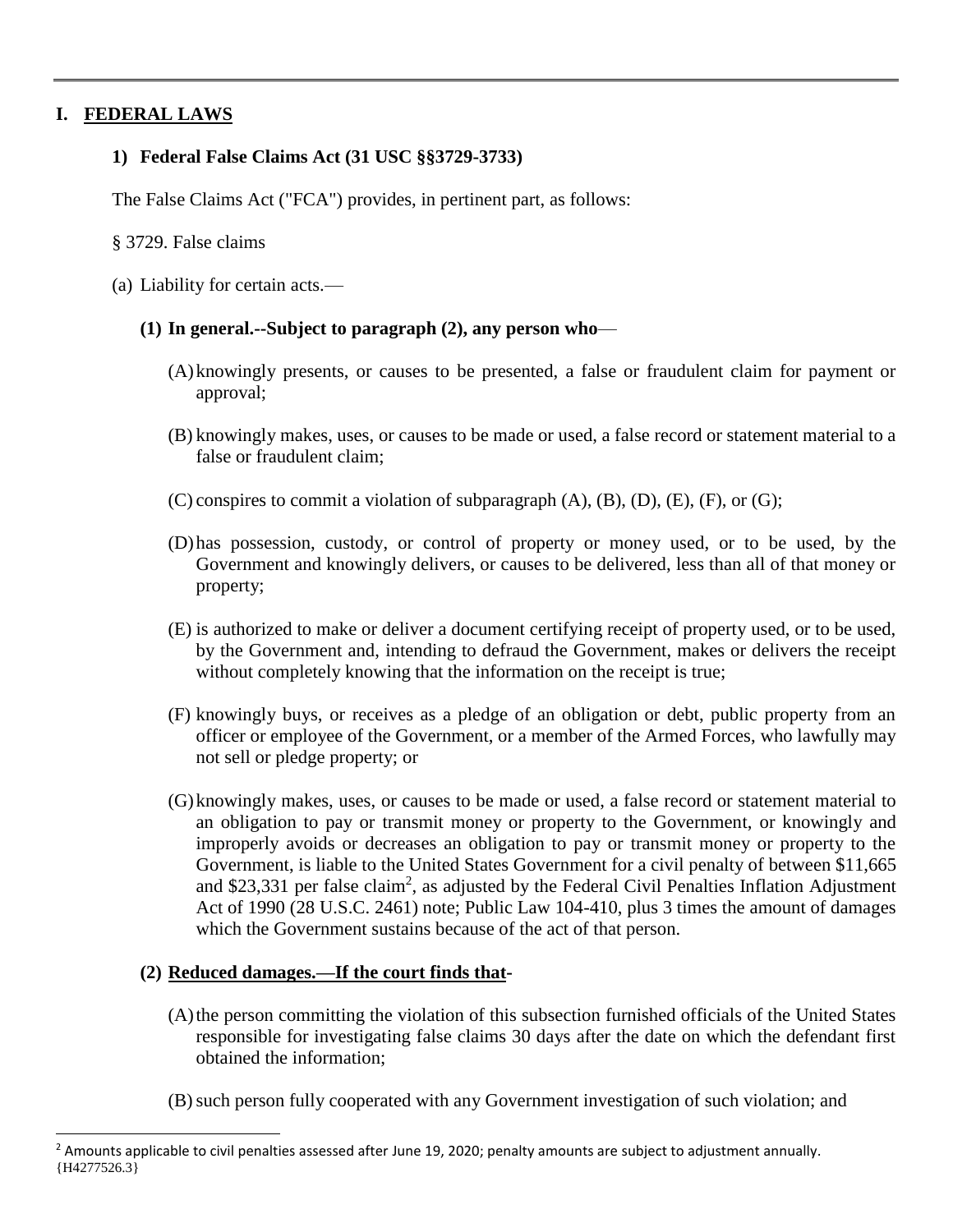# I. FEDERAL LAWS

## 1) Federal False Claims Act (31 USC §§3729-3733)

The False Claims Act ("FCA") provides, in pertinent part, as follows:

§ 3729. False claims

(a) Liability for certain acts.—

**(1) In general.--Subject to paragraph (2), any person who**—

(A) knowingly presents, or causes to be presented, a false or fraudulent claim for payment or approval;

(B) knowingly makes, uses, or causes to be made or used, a false record or statement material to a false or fraudulent claim;

(C) conspires to commit a violation of subparagraph (A), (B), (D), (E), (F), or (G);

(D) has possession, custody, or control of property or money used, or to be used, by the Government and knowingly delivers, or causes to be delivered, less than all of that money or property;

(E) is authorized to make or deliver a document certifying receipt of property used, or to be used, by the Government and, intending to defraud the Government, makes or delivers the receipt without completely knowing that the information on the receipt is true;

(F) knowingly buys, or receives as a pledge of an obligation or debt, public property from an officer or employee of the Government, or a member of the Armed Forces, who lawfully may not sell or pledge property; or

(G) knowingly makes, uses, or causes to be made or used, a false record or statement material to an obligation to pay or transmit money or property to the Government, or knowingly and improperly avoids or decreases an obligation to pay or transmit money or property to the Government, is liable to the United States Government for a civil penalty of between $11,665 and $23,331 per false claim[2], as adjusted by the Federal Civil Penalties Inflation Adjustment Act of 1990 (28 U.S.C. 2461) note; Public Law 104-410, plus 3 times the amount of damages which the Government sustains because of the act of that person.

**(2) <u>Reduced damages.—If the court finds that</u>-**

(A) the person committing the violation of this subsection furnished officials of the United States responsible for investigating false claims 30 days after the date on which the defendant first obtained the information;

(B) such person fully cooperated with any Government investigation of such violation; and

[2] Amounts applicable to civil penalties assessed after June 19, 2020; penalty amounts are subject to adjustment annually.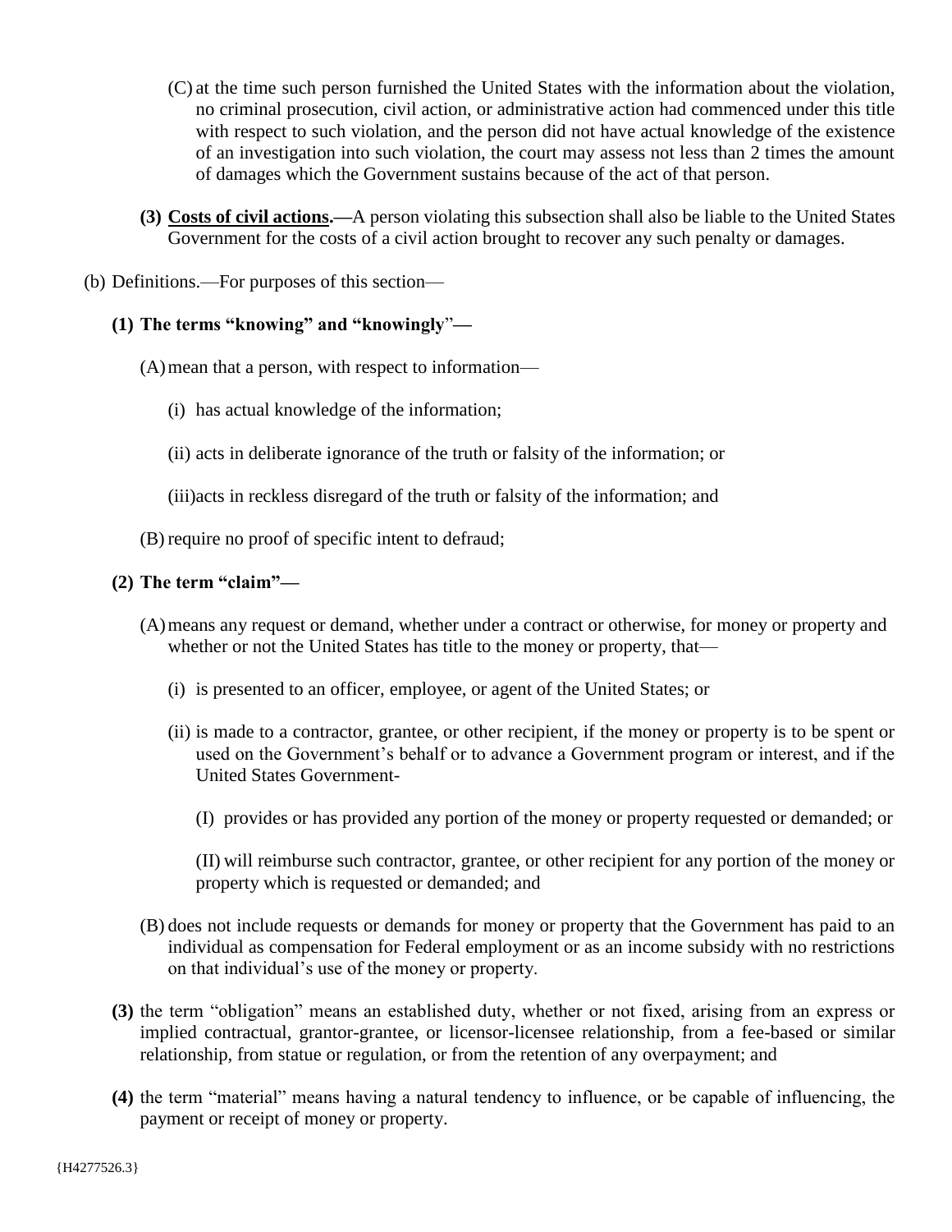(C) at the time such person furnished the United States with the information about the violation, no criminal prosecution, civil action, or administrative action had commenced under this title with respect to such violation, and the person did not have actual knowledge of the existence of an investigation into such violation, the court may assess not less than 2 times the amount of damages which the Government sustains because of the act of that person.

**(3) Costs of civil actions.—**A person violating this subsection shall also be liable to the United States Government for the costs of a civil action brought to recover any such penalty or damages.

(b) Definitions.—For purposes of this section—

**(1) The terms "knowing" and "knowingly"—**

(A) mean that a person, with respect to information—

(i) has actual knowledge of the information;

(ii) acts in deliberate ignorance of the truth or falsity of the information; or

(iii) acts in reckless disregard of the truth or falsity of the information; and

(B) require no proof of specific intent to defraud;

**(2) The term "claim"—**

(A) means any request or demand, whether under a contract or otherwise, for money or property and whether or not the United States has title to the money or property, that—

(i) is presented to an officer, employee, or agent of the United States; or

(ii) is made to a contractor, grantee, or other recipient, if the money or property is to be spent or used on the Government's behalf or to advance a Government program or interest, and if the United States Government-

(I) provides or has provided any portion of the money or property requested or demanded; or

(II) will reimburse such contractor, grantee, or other recipient for any portion of the money or property which is requested or demanded; and

(B) does not include requests or demands for money or property that the Government has paid to an individual as compensation for Federal employment or as an income subsidy with no restrictions on that individual's use of the money or property.

**(3)** the term "obligation" means an established duty, whether or not fixed, arising from an express or implied contractual, grantor-grantee, or licensor-licensee relationship, from a fee-based or similar relationship, from statue or regulation, or from the retention of any overpayment; and

**(4)** the term "material" means having a natural tendency to influence, or be capable of influencing, the payment or receipt of money or property.

{H4277526.3}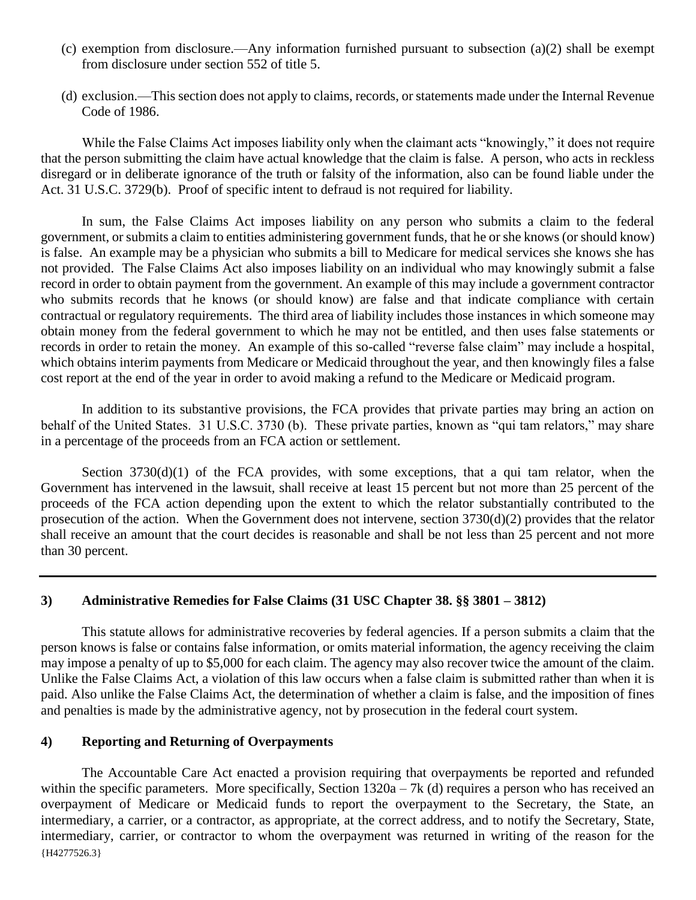(c) exemption from disclosure.—Any information furnished pursuant to subsection (a)(2) shall be exempt from disclosure under section 552 of title 5.

(d) exclusion.—This section does not apply to claims, records, or statements made under the Internal Revenue Code of 1986.

While the False Claims Act imposes liability only when the claimant acts "knowingly," it does not require that the person submitting the claim have actual knowledge that the claim is false. A person, who acts in reckless disregard or in deliberate ignorance of the truth or falsity of the information, also can be found liable under the Act. 31 U.S.C. 3729(b). Proof of specific intent to defraud is not required for liability.

In sum, the False Claims Act imposes liability on any person who submits a claim to the federal government, or submits a claim to entities administering government funds, that he or she knows (or should know) is false. An example may be a physician who submits a bill to Medicare for medical services she knows she has not provided. The False Claims Act also imposes liability on an individual who may knowingly submit a false record in order to obtain payment from the government. An example of this may include a government contractor who submits records that he knows (or should know) are false and that indicate compliance with certain contractual or regulatory requirements. The third area of liability includes those instances in which someone may obtain money from the federal government to which he may not be entitled, and then uses false statements or records in order to retain the money. An example of this so-called "reverse false claim" may include a hospital, which obtains interim payments from Medicare or Medicaid throughout the year, and then knowingly files a false cost report at the end of the year in order to avoid making a refund to the Medicare or Medicaid program.

In addition to its substantive provisions, the FCA provides that private parties may bring an action on behalf of the United States. 31 U.S.C. 3730 (b). These private parties, known as "qui tam relators," may share in a percentage of the proceeds from an FCA action or settlement.

Section 3730(d)(1) of the FCA provides, with some exceptions, that a qui tam relator, when the Government has intervened in the lawsuit, shall receive at least 15 percent but not more than 25 percent of the proceeds of the FCA action depending upon the extent to which the relator substantially contributed to the prosecution of the action. When the Government does not intervene, section 3730(d)(2) provides that the relator shall receive an amount that the court decides is reasonable and shall be not less than 25 percent and not more than 30 percent.

---

### 3) Administrative Remedies for False Claims (31 USC Chapter 38. §§ 3801 – 3812)

This statute allows for administrative recoveries by federal agencies. If a person submits a claim that the person knows is false or contains false information, or omits material information, the agency receiving the claim may impose a penalty of up to $5,000 for each claim. The agency may also recover twice the amount of the claim. Unlike the False Claims Act, a violation of this law occurs when a false claim is submitted rather than when it is paid. Also unlike the False Claims Act, the determination of whether a claim is false, and the imposition of fines and penalties is made by the administrative agency, not by prosecution in the federal court system.

### 4) Reporting and Returning of Overpayments

The Accountable Care Act enacted a provision requiring that overpayments be reported and refunded within the specific parameters. More specifically, Section 1320a – 7k (d) requires a person who has received an overpayment of Medicare or Medicaid funds to report the overpayment to the Secretary, the State, an intermediary, a carrier, or a contractor, as appropriate, at the correct address, and to notify the Secretary, State, intermediary, carrier, or contractor to whom the overpayment was returned in writing of the reason for the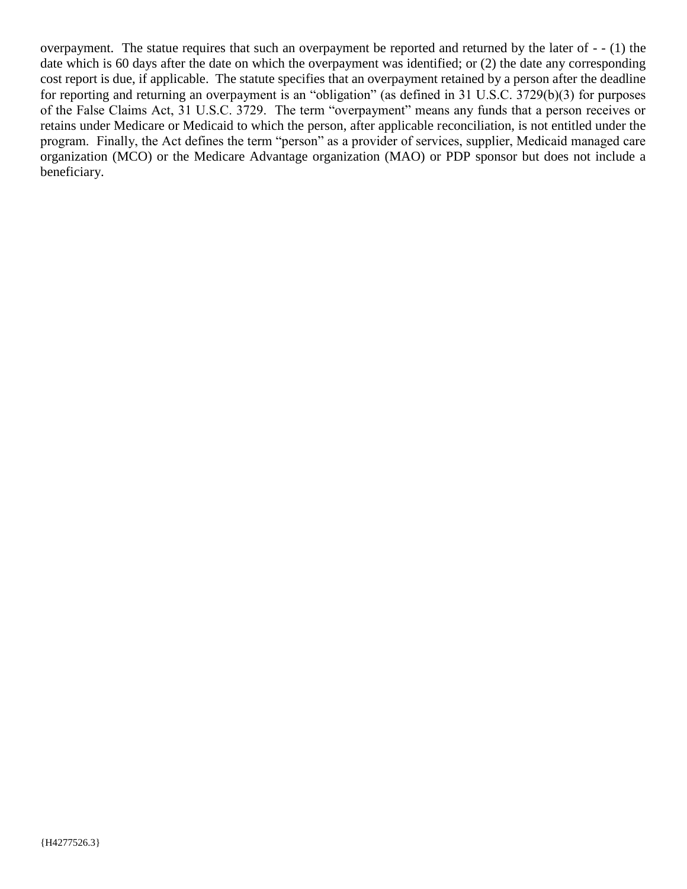overpayment. The statue requires that such an overpayment be reported and returned by the later of - - (1) the date which is 60 days after the date on which the overpayment was identified; or (2) the date any corresponding cost report is due, if applicable. The statute specifies that an overpayment retained by a person after the deadline for reporting and returning an overpayment is an "obligation" (as defined in 31 U.S.C. 3729(b)(3) for purposes of the False Claims Act, 31 U.S.C. 3729. The term "overpayment" means any funds that a person receives or retains under Medicare or Medicaid to which the person, after applicable reconciliation, is not entitled under the program. Finally, the Act defines the term "person" as a provider of services, supplier, Medicaid managed care organization (MCO) or the Medicare Advantage organization (MAO) or PDP sponsor but does not include a beneficiary.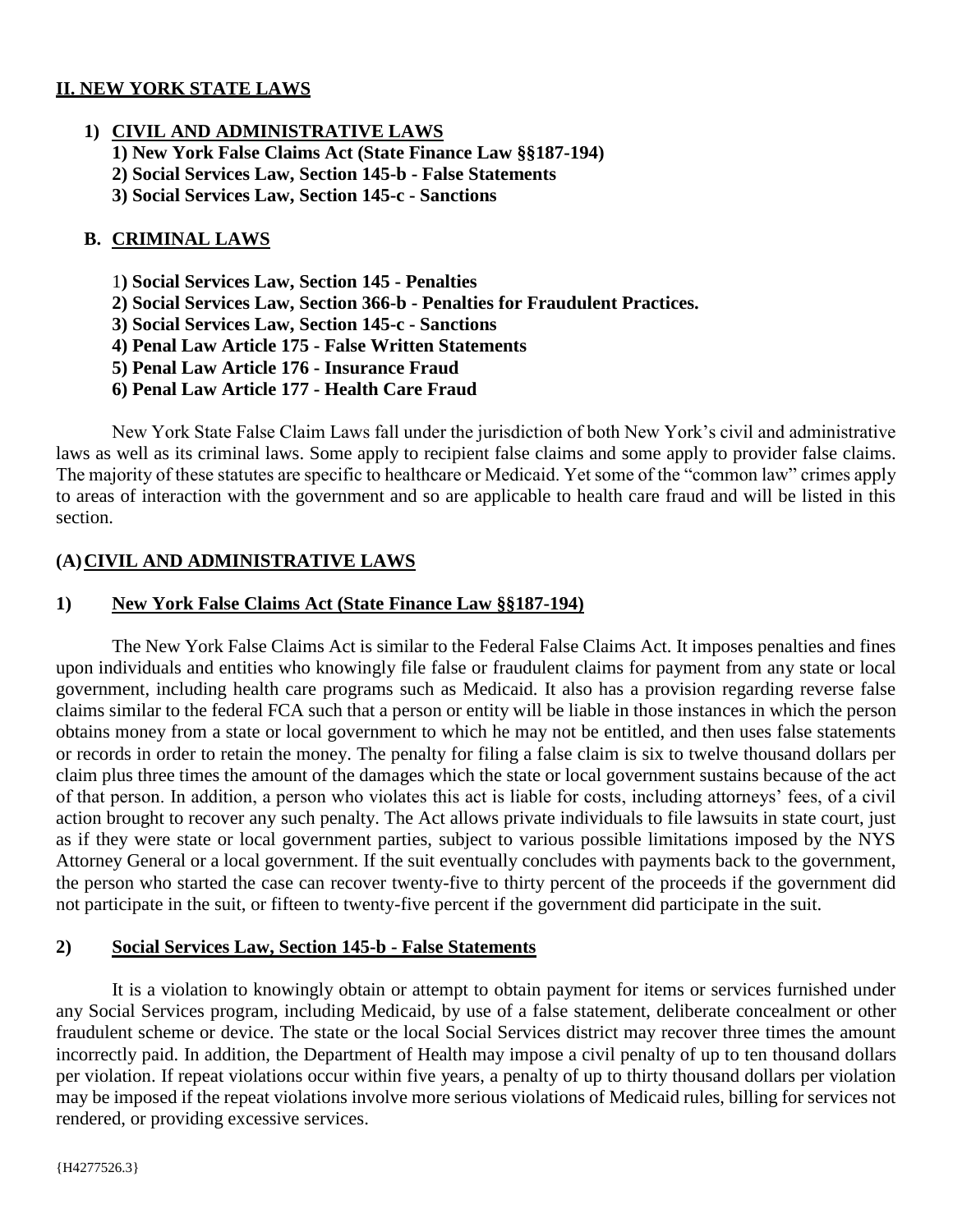## II. NEW YORK STATE LAWS

1) **CIVIL AND ADMINISTRATIVE LAWS**
   **1) New York False Claims Act (State Finance Law §§187-194)**
   **2) Social Services Law, Section 145-b - False Statements**
   **3) Social Services Law, Section 145-c - Sanctions**

B. **CRIMINAL LAWS**

   1**) Social Services Law, Section 145 - Penalties**
   **2) Social Services Law, Section 366-b - Penalties for Fraudulent Practices.**
   **3) Social Services Law, Section 145-c - Sanctions**
   **4) Penal Law Article 175 - False Written Statements**
   **5) Penal Law Article 176 - Insurance Fraud**
   **6) Penal Law Article 177 - Health Care Fraud**

New York State False Claim Laws fall under the jurisdiction of both New York's civil and administrative laws as well as its criminal laws. Some apply to recipient false claims and some apply to provider false claims. The majority of these statutes are specific to healthcare or Medicaid. Yet some of the "common law" crimes apply to areas of interaction with the government and so are applicable to health care fraud and will be listed in this section.

### (A) CIVIL AND ADMINISTRATIVE LAWS

#### 1) New York False Claims Act (State Finance Law §§187-194)

The New York False Claims Act is similar to the Federal False Claims Act. It imposes penalties and fines upon individuals and entities who knowingly file false or fraudulent claims for payment from any state or local government, including health care programs such as Medicaid. It also has a provision regarding reverse false claims similar to the federal FCA such that a person or entity will be liable in those instances in which the person obtains money from a state or local government to which he may not be entitled, and then uses false statements or records in order to retain the money. The penalty for filing a false claim is six to twelve thousand dollars per claim plus three times the amount of the damages which the state or local government sustains because of the act of that person. In addition, a person who violates this act is liable for costs, including attorneys' fees, of a civil action brought to recover any such penalty. The Act allows private individuals to file lawsuits in state court, just as if they were state or local government parties, subject to various possible limitations imposed by the NYS Attorney General or a local government. If the suit eventually concludes with payments back to the government, the person who started the case can recover twenty-five to thirty percent of the proceeds if the government did not participate in the suit, or fifteen to twenty-five percent if the government did participate in the suit.

#### 2) Social Services Law, Section 145-b - False Statements

It is a violation to knowingly obtain or attempt to obtain payment for items or services furnished under any Social Services program, including Medicaid, by use of a false statement, deliberate concealment or other fraudulent scheme or device. The state or the local Social Services district may recover three times the amount incorrectly paid. In addition, the Department of Health may impose a civil penalty of up to ten thousand dollars per violation. If repeat violations occur within five years, a penalty of up to thirty thousand dollars per violation may be imposed if the repeat violations involve more serious violations of Medicaid rules, billing for services not rendered, or providing excessive services.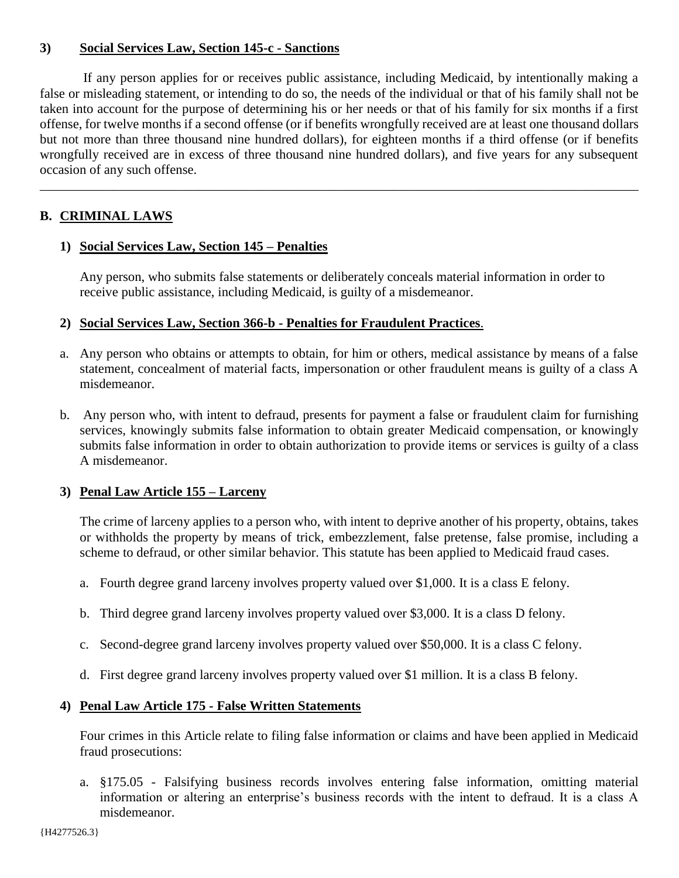### 3) Social Services Law, Section 145-c - Sanctions

If any person applies for or receives public assistance, including Medicaid, by intentionally making a false or misleading statement, or intending to do so, the needs of the individual or that of his family shall not be taken into account for the purpose of determining his or her needs or that of his family for six months if a first offense, for twelve months if a second offense (or if benefits wrongfully received are at least one thousand dollars but not more than three thousand nine hundred dollars), for eighteen months if a third offense (or if benefits wrongfully received are in excess of three thousand nine hundred dollars), and five years for any subsequent occasion of any such offense.

---

## B. CRIMINAL LAWS

### 1) Social Services Law, Section 145 – Penalties

Any person, who submits false statements or deliberately conceals material information in order to receive public assistance, including Medicaid, is guilty of a misdemeanor.

### 2) Social Services Law, Section 366-b - Penalties for Fraudulent Practices.

a. Any person who obtains or attempts to obtain, for him or others, medical assistance by means of a false statement, concealment of material facts, impersonation or other fraudulent means is guilty of a class A misdemeanor.

b. Any person who, with intent to defraud, presents for payment a false or fraudulent claim for furnishing services, knowingly submits false information to obtain greater Medicaid compensation, or knowingly submits false information in order to obtain authorization to provide items or services is guilty of a class A misdemeanor.

### 3) Penal Law Article 155 – Larceny

The crime of larceny applies to a person who, with intent to deprive another of his property, obtains, takes or withholds the property by means of trick, embezzlement, false pretense, false promise, including a scheme to defraud, or other similar behavior. This statute has been applied to Medicaid fraud cases.

a. Fourth degree grand larceny involves property valued over $1,000. It is a class E felony.

b. Third degree grand larceny involves property valued over $3,000. It is a class D felony.

c. Second-degree grand larceny involves property valued over $50,000. It is a class C felony.

d. First degree grand larceny involves property valued over $1 million. It is a class B felony.

### 4) Penal Law Article 175 - False Written Statements

Four crimes in this Article relate to filing false information or claims and have been applied in Medicaid fraud prosecutions:

a. §175.05 - Falsifying business records involves entering false information, omitting material information or altering an enterprise's business records with the intent to defraud. It is a class A misdemeanor.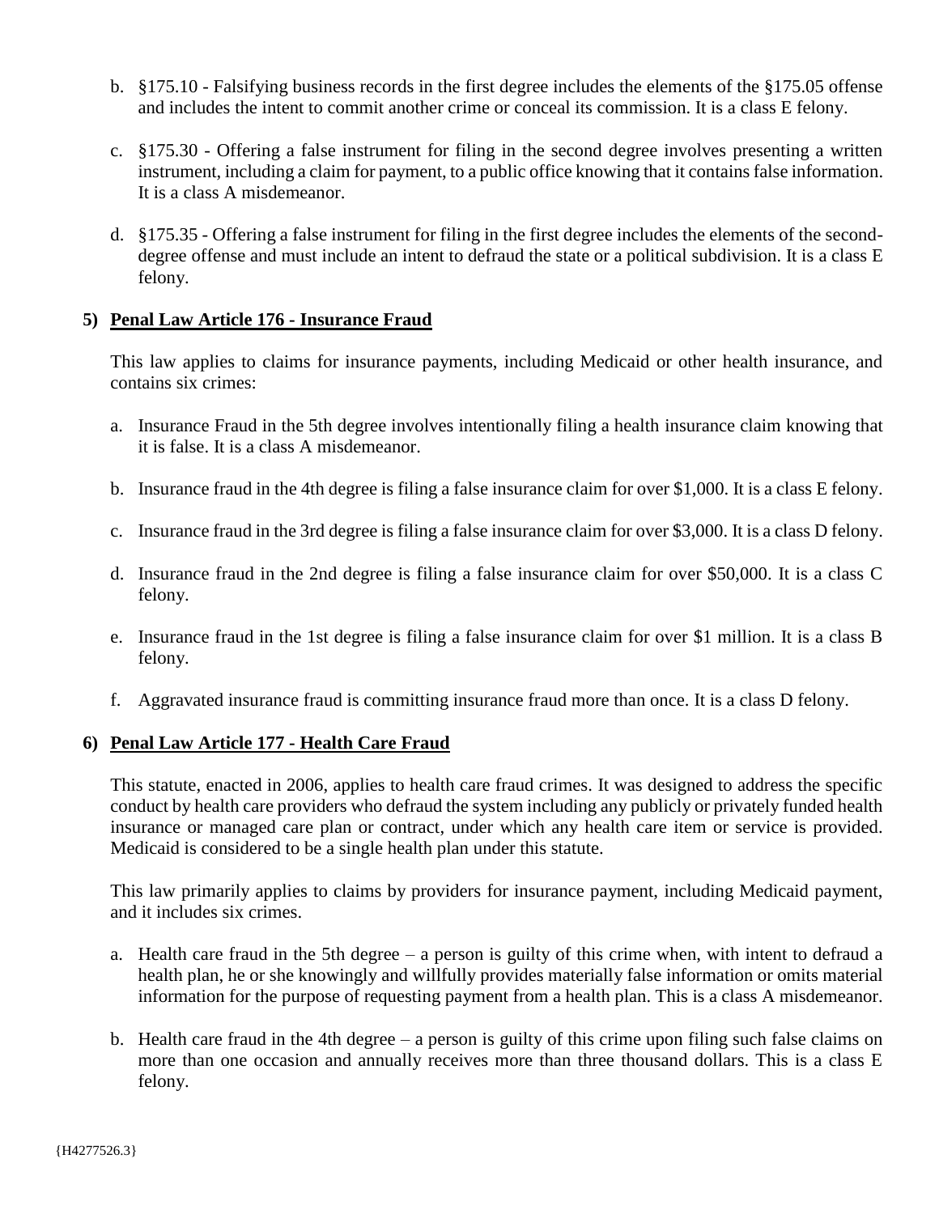b. §175.10 - Falsifying business records in the first degree includes the elements of the §175.05 offense and includes the intent to commit another crime or conceal its commission. It is a class E felony.

c. §175.30 - Offering a false instrument for filing in the second degree involves presenting a written instrument, including a claim for payment, to a public office knowing that it contains false information. It is a class A misdemeanor.

d. §175.35 - Offering a false instrument for filing in the first degree includes the elements of the second-degree offense and must include an intent to defraud the state or a political subdivision. It is a class E felony.

## 5) Penal Law Article 176 - Insurance Fraud

This law applies to claims for insurance payments, including Medicaid or other health insurance, and contains six crimes:

a. Insurance Fraud in the 5th degree involves intentionally filing a health insurance claim knowing that it is false. It is a class A misdemeanor.

b. Insurance fraud in the 4th degree is filing a false insurance claim for over $1,000. It is a class E felony.

c. Insurance fraud in the 3rd degree is filing a false insurance claim for over $3,000. It is a class D felony.

d. Insurance fraud in the 2nd degree is filing a false insurance claim for over $50,000. It is a class C felony.

e. Insurance fraud in the 1st degree is filing a false insurance claim for over $1 million. It is a class B felony.

f. Aggravated insurance fraud is committing insurance fraud more than once. It is a class D felony.

## 6) Penal Law Article 177 - Health Care Fraud

This statute, enacted in 2006, applies to health care fraud crimes. It was designed to address the specific conduct by health care providers who defraud the system including any publicly or privately funded health insurance or managed care plan or contract, under which any health care item or service is provided. Medicaid is considered to be a single health plan under this statute.

This law primarily applies to claims by providers for insurance payment, including Medicaid payment, and it includes six crimes.

a. Health care fraud in the 5th degree – a person is guilty of this crime when, with intent to defraud a health plan, he or she knowingly and willfully provides materially false information or omits material information for the purpose of requesting payment from a health plan. This is a class A misdemeanor.

b. Health care fraud in the 4th degree – a person is guilty of this crime upon filing such false claims on more than one occasion and annually receives more than three thousand dollars. This is a class E felony.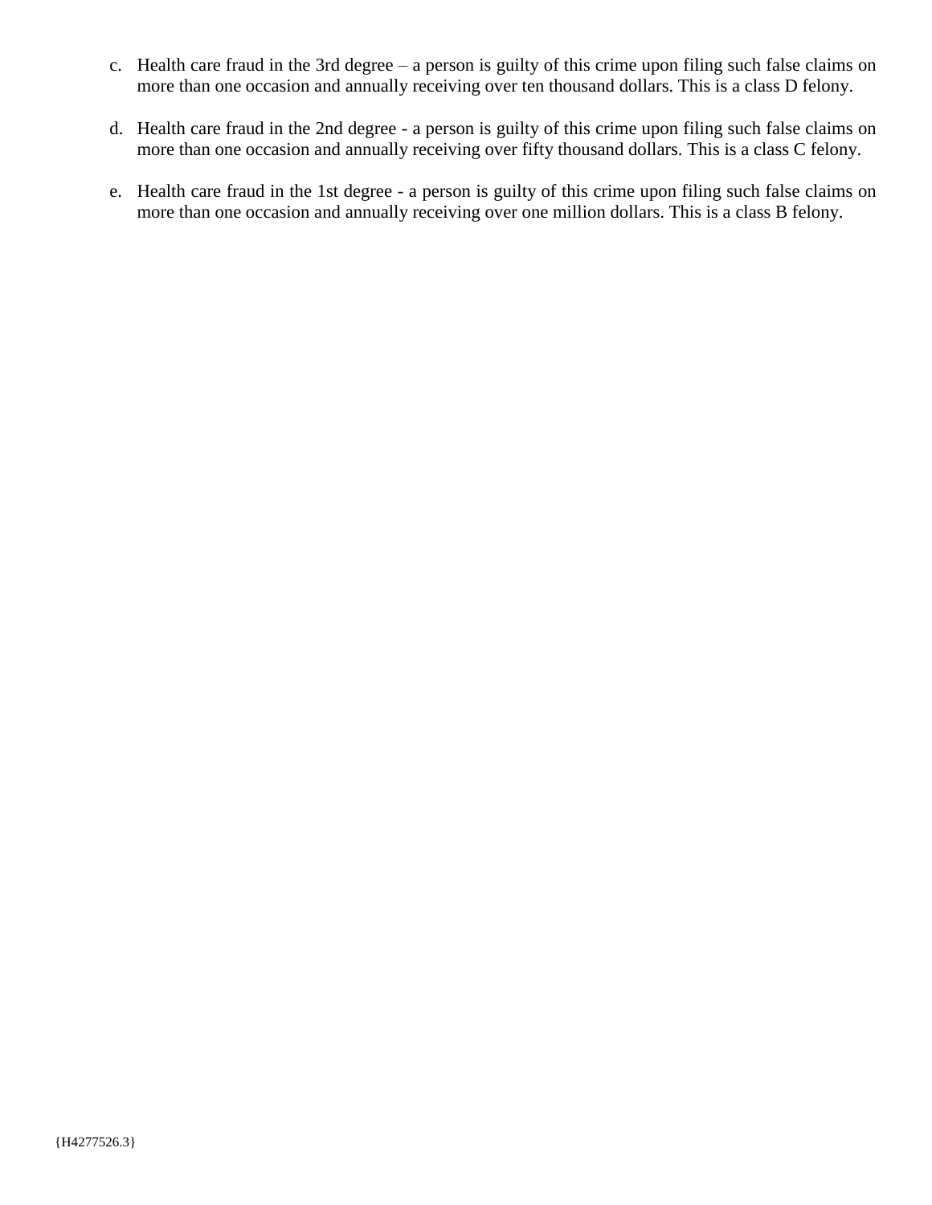c. Health care fraud in the 3rd degree – a person is guilty of this crime upon filing such false claims on more than one occasion and annually receiving over ten thousand dollars. This is a class D felony.

d. Health care fraud in the 2nd degree - a person is guilty of this crime upon filing such false claims on more than one occasion and annually receiving over fifty thousand dollars. This is a class C felony.

e. Health care fraud in the 1st degree - a person is guilty of this crime upon filing such false claims on more than one occasion and annually receiving over one million dollars. This is a class B felony.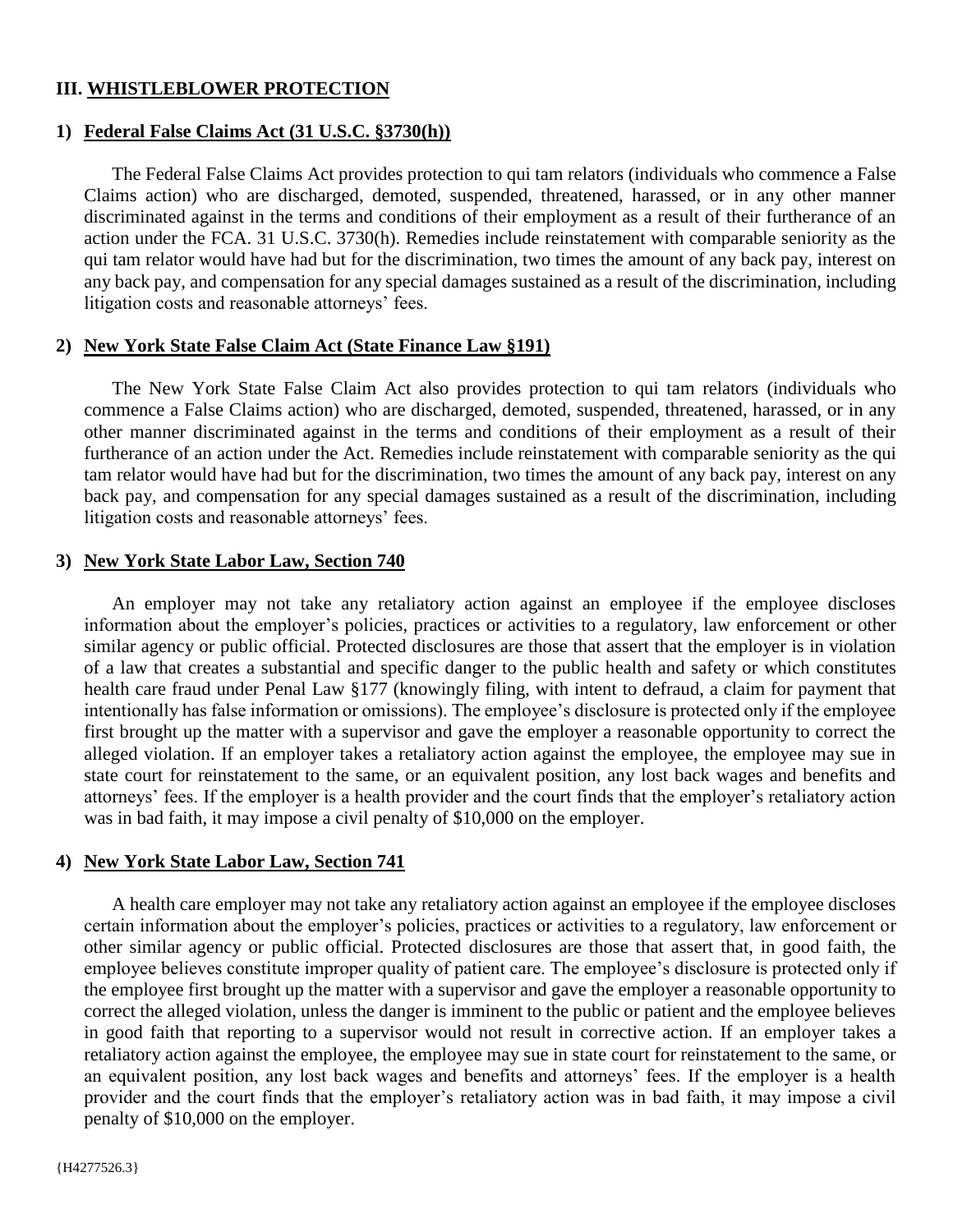## III. WHISTLEBLOWER PROTECTION

### 1) Federal False Claims Act (31 U.S.C. §3730(h))

The Federal False Claims Act provides protection to qui tam relators (individuals who commence a False Claims action) who are discharged, demoted, suspended, threatened, harassed, or in any other manner discriminated against in the terms and conditions of their employment as a result of their furtherance of an action under the FCA. 31 U.S.C. 3730(h). Remedies include reinstatement with comparable seniority as the qui tam relator would have had but for the discrimination, two times the amount of any back pay, interest on any back pay, and compensation for any special damages sustained as a result of the discrimination, including litigation costs and reasonable attorneys' fees.

### 2) New York State False Claim Act (State Finance Law §191)

The New York State False Claim Act also provides protection to qui tam relators (individuals who commence a False Claims action) who are discharged, demoted, suspended, threatened, harassed, or in any other manner discriminated against in the terms and conditions of their employment as a result of their furtherance of an action under the Act. Remedies include reinstatement with comparable seniority as the qui tam relator would have had but for the discrimination, two times the amount of any back pay, interest on any back pay, and compensation for any special damages sustained as a result of the discrimination, including litigation costs and reasonable attorneys' fees.

### 3) New York State Labor Law, Section 740

An employer may not take any retaliatory action against an employee if the employee discloses information about the employer's policies, practices or activities to a regulatory, law enforcement or other similar agency or public official. Protected disclosures are those that assert that the employer is in violation of a law that creates a substantial and specific danger to the public health and safety or which constitutes health care fraud under Penal Law §177 (knowingly filing, with intent to defraud, a claim for payment that intentionally has false information or omissions). The employee's disclosure is protected only if the employee first brought up the matter with a supervisor and gave the employer a reasonable opportunity to correct the alleged violation. If an employer takes a retaliatory action against the employee, the employee may sue in state court for reinstatement to the same, or an equivalent position, any lost back wages and benefits and attorneys' fees. If the employer is a health provider and the court finds that the employer's retaliatory action was in bad faith, it may impose a civil penalty of $10,000 on the employer.

### 4) New York State Labor Law, Section 741

A health care employer may not take any retaliatory action against an employee if the employee discloses certain information about the employer's policies, practices or activities to a regulatory, law enforcement or other similar agency or public official. Protected disclosures are those that assert that, in good faith, the employee believes constitute improper quality of patient care. The employee's disclosure is protected only if the employee first brought up the matter with a supervisor and gave the employer a reasonable opportunity to correct the alleged violation, unless the danger is imminent to the public or patient and the employee believes in good faith that reporting to a supervisor would not result in corrective action. If an employer takes a retaliatory action against the employee, the employee may sue in state court for reinstatement to the same, or an equivalent position, any lost back wages and benefits and attorneys' fees. If the employer is a health provider and the court finds that the employer's retaliatory action was in bad faith, it may impose a civil penalty of $10,000 on the employer.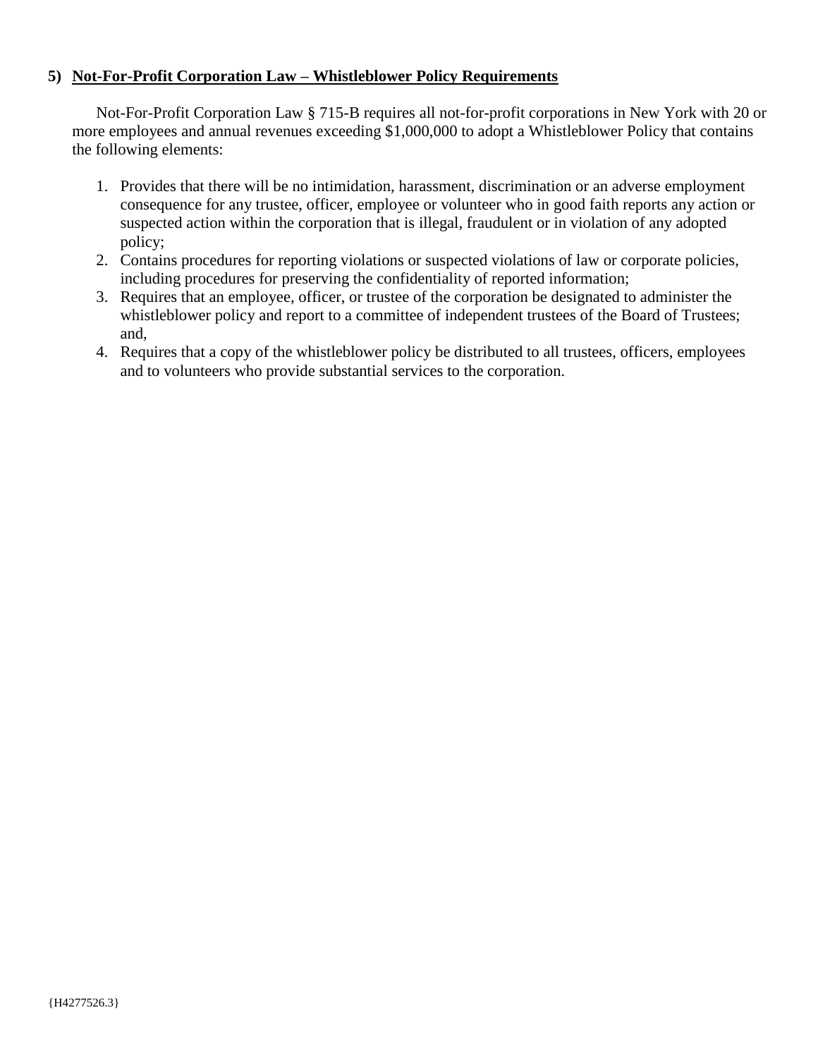## 5) <u>Not-For-Profit Corporation Law – Whistleblower Policy Requirements</u>

Not-For-Profit Corporation Law § 715-B requires all not-for-profit corporations in New York with 20 or more employees and annual revenues exceeding $1,000,000 to adopt a Whistleblower Policy that contains the following elements:

1. Provides that there will be no intimidation, harassment, discrimination or an adverse employment consequence for any trustee, officer, employee or volunteer who in good faith reports any action or suspected action within the corporation that is illegal, fraudulent or in violation of any adopted policy;
2. Contains procedures for reporting violations or suspected violations of law or corporate policies, including procedures for preserving the confidentiality of reported information;
3. Requires that an employee, officer, or trustee of the corporation be designated to administer the whistleblower policy and report to a committee of independent trustees of the Board of Trustees; and,
4. Requires that a copy of the whistleblower policy be distributed to all trustees, officers, employees and to volunteers who provide substantial services to the corporation.

{H4277526.3}